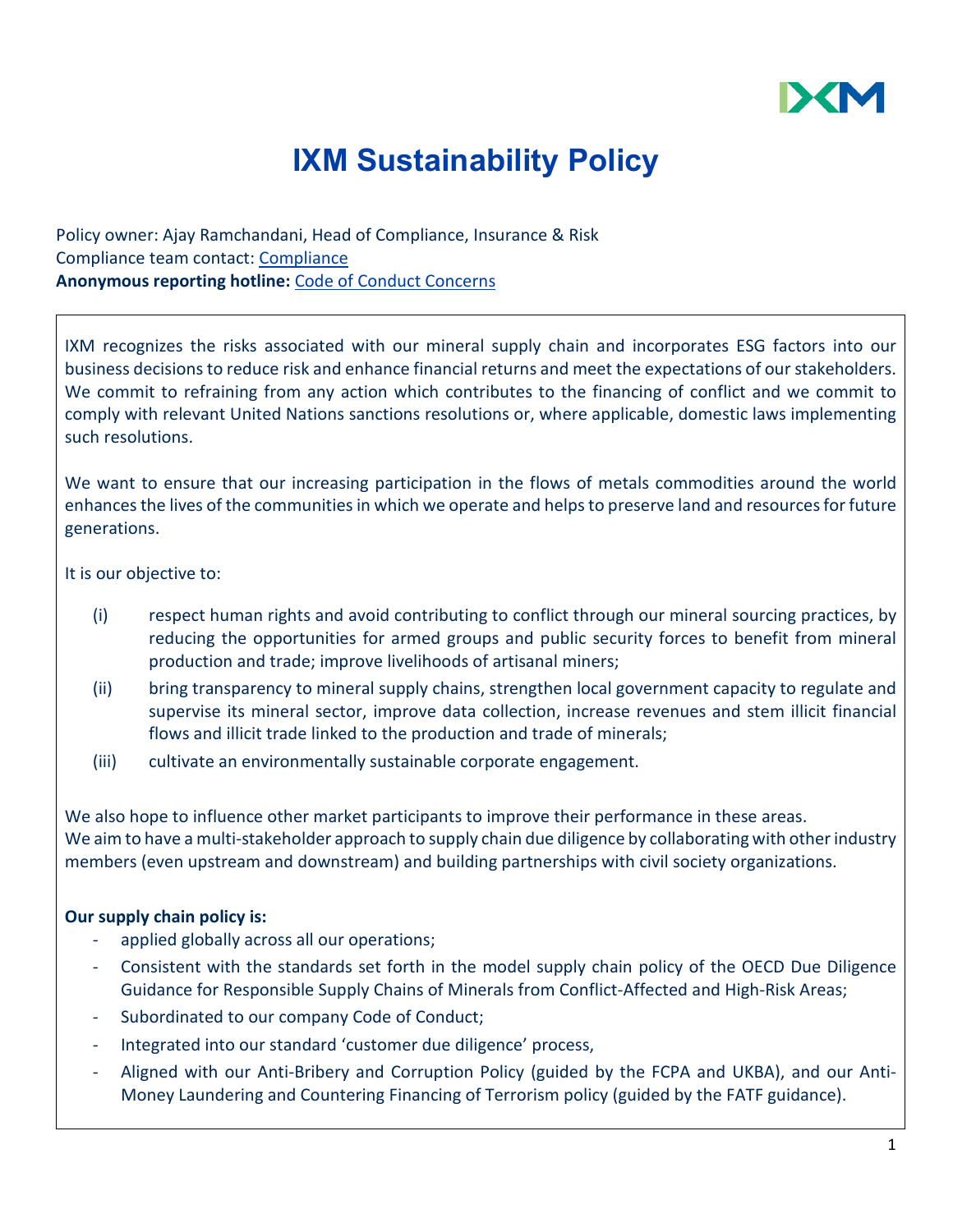# IXM Sustainability Policy

Policy owner: Ajay Ramchandani, Head of Compliance, Insurance & Risk
Compliance team contact: Compliance
**Anonymous reporting hotline:** Code of Conduct Concerns

IXM recognizes the risks associated with our mineral supply chain and incorporates ESG factors into our business decisions to reduce risk and enhance financial returns and meet the expectations of our stakeholders. We commit to refraining from any action which contributes to the financing of conflict and we commit to comply with relevant United Nations sanctions resolutions or, where applicable, domestic laws implementing such resolutions.

We want to ensure that our increasing participation in the flows of metals commodities around the world enhances the lives of the communities in which we operate and helps to preserve land and resources for future generations.

It is our objective to:

(i) respect human rights and avoid contributing to conflict through our mineral sourcing practices, by reducing the opportunities for armed groups and public security forces to benefit from mineral production and trade; improve livelihoods of artisanal miners;

(ii) bring transparency to mineral supply chains, strengthen local government capacity to regulate and supervise its mineral sector, improve data collection, increase revenues and stem illicit financial flows and illicit trade linked to the production and trade of minerals;

(iii) cultivate an environmentally sustainable corporate engagement.

We also hope to influence other market participants to improve their performance in these areas.
We aim to have a multi-stakeholder approach to supply chain due diligence by collaborating with other industry members (even upstream and downstream) and building partnerships with civil society organizations.

**Our supply chain policy is:**

- applied globally across all our operations;
- Consistent with the standards set forth in the model supply chain policy of the OECD Due Diligence Guidance for Responsible Supply Chains of Minerals from Conflict-Affected and High-Risk Areas;
- Subordinated to our company Code of Conduct;
- Integrated into our standard 'customer due diligence' process,
- Aligned with our Anti-Bribery and Corruption Policy (guided by the FCPA and UKBA), and our Anti-Money Laundering and Countering Financing of Terrorism policy (guided by the FATF guidance).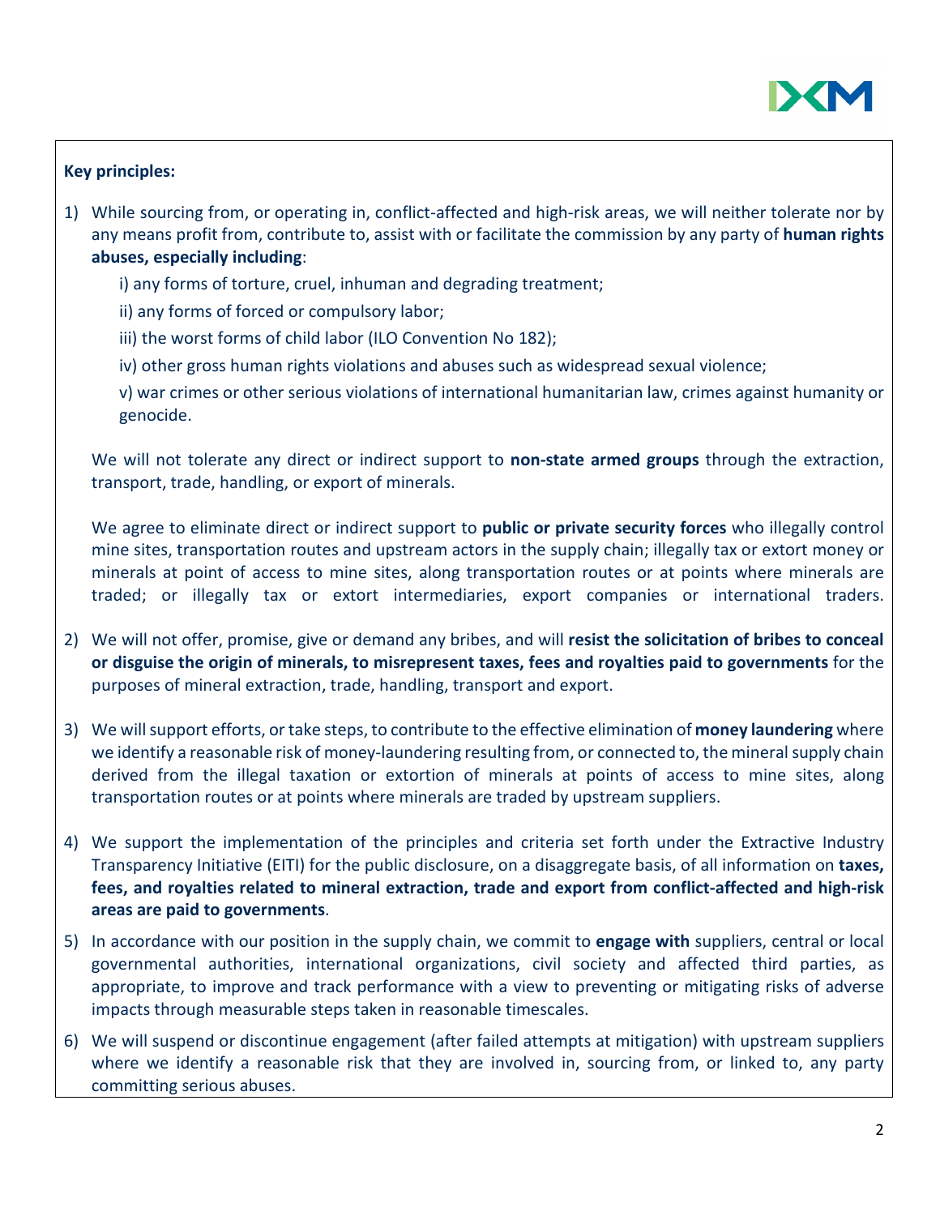**Key principles:**

1) While sourcing from, or operating in, conflict-affected and high-risk areas, we will neither tolerate nor by any means profit from, contribute to, assist with or facilitate the commission by any party of **human rights abuses, especially including**:

   i) any forms of torture, cruel, inhuman and degrading treatment;

   ii) any forms of forced or compulsory labor;

   iii) the worst forms of child labor (ILO Convention No 182);

   iv) other gross human rights violations and abuses such as widespread sexual violence;

   v) war crimes or other serious violations of international humanitarian law, crimes against humanity or genocide.

   We will not tolerate any direct or indirect support to **non-state armed groups** through the extraction, transport, trade, handling, or export of minerals.

   We agree to eliminate direct or indirect support to **public or private security forces** who illegally control mine sites, transportation routes and upstream actors in the supply chain; illegally tax or extort money or minerals at point of access to mine sites, along transportation routes or at points where minerals are traded; or illegally tax or extort intermediaries, export companies or international traders.

2) We will not offer, promise, give or demand any bribes, and will **resist the solicitation of bribes to conceal or disguise the origin of minerals, to misrepresent taxes, fees and royalties paid to governments** for the purposes of mineral extraction, trade, handling, transport and export.

3) We will support efforts, or take steps, to contribute to the effective elimination of **money laundering** where we identify a reasonable risk of money-laundering resulting from, or connected to, the mineral supply chain derived from the illegal taxation or extortion of minerals at points of access to mine sites, along transportation routes or at points where minerals are traded by upstream suppliers.

4) We support the implementation of the principles and criteria set forth under the Extractive Industry Transparency Initiative (EITI) for the public disclosure, on a disaggregate basis, of all information on **taxes, fees, and royalties related to mineral extraction, trade and export from conflict-affected and high-risk areas are paid to governments**.

5) In accordance with our position in the supply chain, we commit to **engage with** suppliers, central or local governmental authorities, international organizations, civil society and affected third parties, as appropriate, to improve and track performance with a view to preventing or mitigating risks of adverse impacts through measurable steps taken in reasonable timescales.

6) We will suspend or discontinue engagement (after failed attempts at mitigation) with upstream suppliers where we identify a reasonable risk that they are involved in, sourcing from, or linked to, any party committing serious abuses.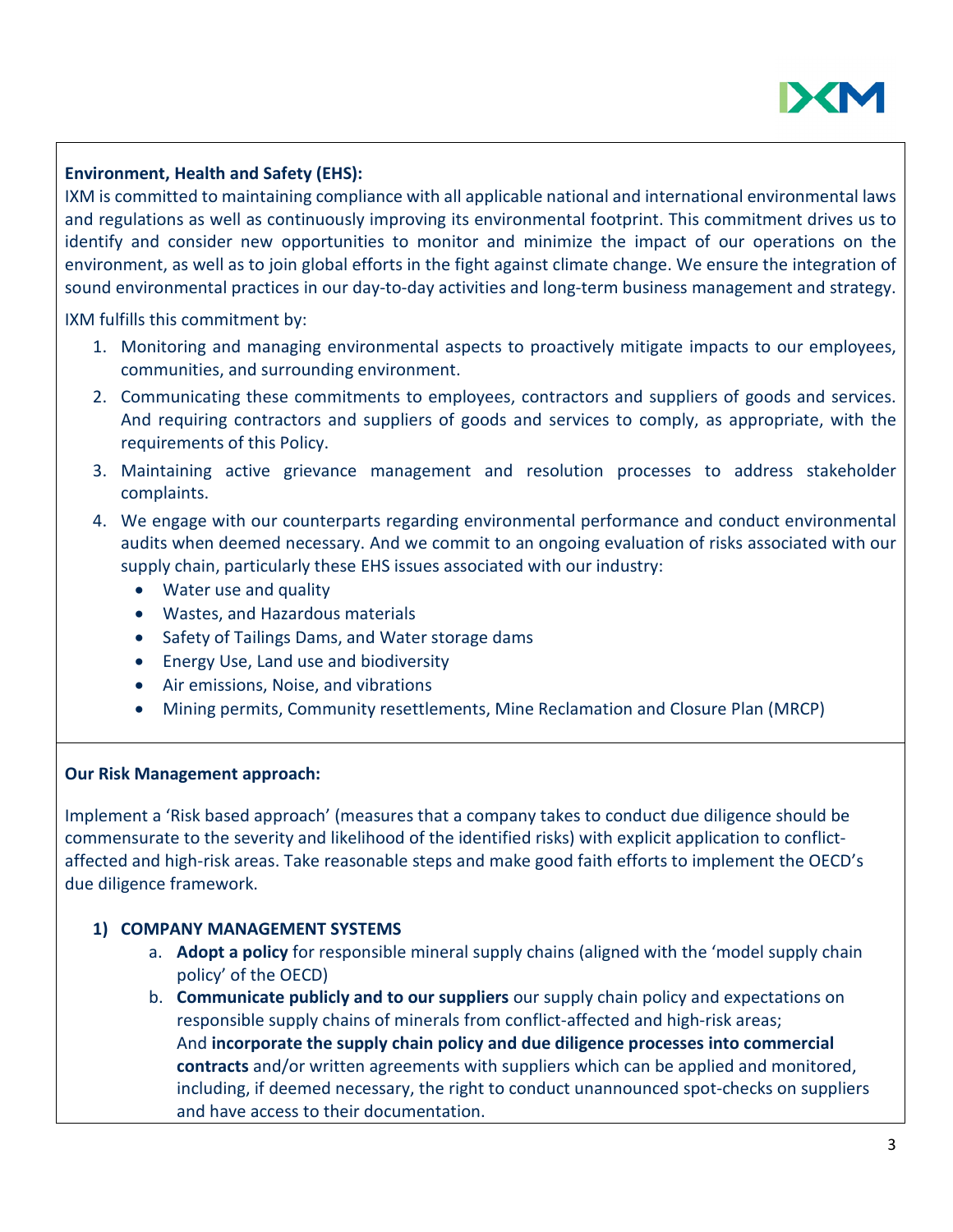**Environment, Health and Safety (EHS):**

IXM is committed to maintaining compliance with all applicable national and international environmental laws and regulations as well as continuously improving its environmental footprint. This commitment drives us to identify and consider new opportunities to monitor and minimize the impact of our operations on the environment, as well as to join global efforts in the fight against climate change. We ensure the integration of sound environmental practices in our day-to-day activities and long-term business management and strategy.

IXM fulfills this commitment by:

1. Monitoring and managing environmental aspects to proactively mitigate impacts to our employees, communities, and surrounding environment.
2. Communicating these commitments to employees, contractors and suppliers of goods and services. And requiring contractors and suppliers of goods and services to comply, as appropriate, with the requirements of this Policy.
3. Maintaining active grievance management and resolution processes to address stakeholder complaints.
4. We engage with our counterparts regarding environmental performance and conduct environmental audits when deemed necessary. And we commit to an ongoing evaluation of risks associated with our supply chain, particularly these EHS issues associated with our industry:
   - Water use and quality
   - Wastes, and Hazardous materials
   - Safety of Tailings Dams, and Water storage dams
   - Energy Use, Land use and biodiversity
   - Air emissions, Noise, and vibrations
   - Mining permits, Community resettlements, Mine Reclamation and Closure Plan (MRCP)

**Our Risk Management approach:**

Implement a 'Risk based approach' (measures that a company takes to conduct due diligence should be commensurate to the severity and likelihood of the identified risks) with explicit application to conflict-affected and high-risk areas. Take reasonable steps and make good faith efforts to implement the OECD's due diligence framework.

**1) COMPANY MANAGEMENT SYSTEMS**

a. **Adopt a policy** for responsible mineral supply chains (aligned with the 'model supply chain policy' of the OECD)

b. **Communicate publicly and to our suppliers** our supply chain policy and expectations on responsible supply chains of minerals from conflict-affected and high-risk areas; And **incorporate the supply chain policy and due diligence processes into commercial contracts** and/or written agreements with suppliers which can be applied and monitored, including, if deemed necessary, the right to conduct unannounced spot-checks on suppliers and have access to their documentation.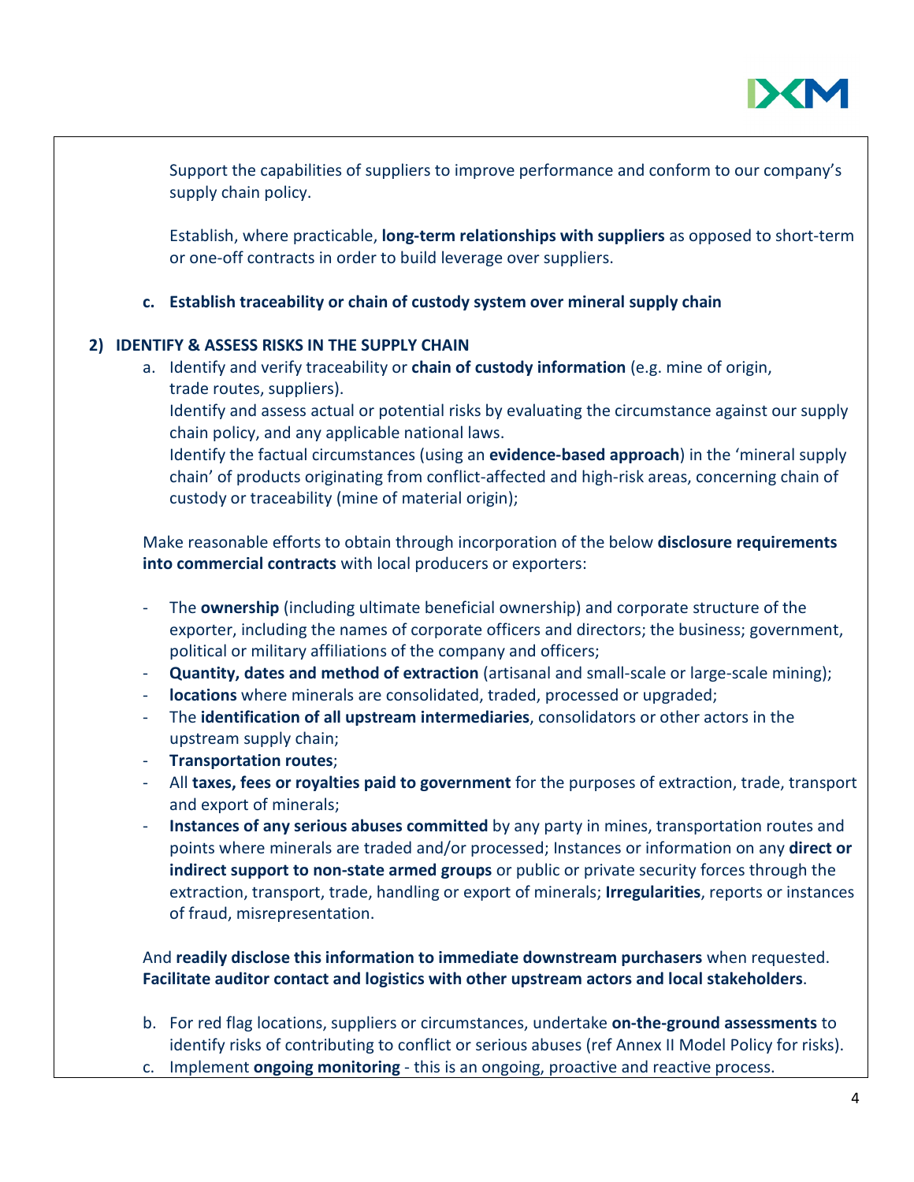Support the capabilities of suppliers to improve performance and conform to our company's supply chain policy.

Establish, where practicable, **long-term relationships with suppliers** as opposed to short-term or one-off contracts in order to build leverage over suppliers.

c. **Establish traceability or chain of custody system over mineral supply chain**

**2) IDENTIFY & ASSESS RISKS IN THE SUPPLY CHAIN**

a. Identify and verify traceability or **chain of custody information** (e.g. mine of origin, trade routes, suppliers).
   Identify and assess actual or potential risks by evaluating the circumstance against our supply chain policy, and any applicable national laws.
   Identify the factual circumstances (using an **evidence-based approach**) in the 'mineral supply chain' of products originating from conflict-affected and high-risk areas, concerning chain of custody or traceability (mine of material origin);

Make reasonable efforts to obtain through incorporation of the below **disclosure requirements into commercial contracts** with local producers or exporters:

- The **ownership** (including ultimate beneficial ownership) and corporate structure of the exporter, including the names of corporate officers and directors; the business; government, political or military affiliations of the company and officers;
- **Quantity, dates and method of extraction** (artisanal and small-scale or large-scale mining);
- **locations** where minerals are consolidated, traded, processed or upgraded;
- The **identification of all upstream intermediaries**, consolidators or other actors in the upstream supply chain;
- **Transportation routes**;
- All **taxes, fees or royalties paid to government** for the purposes of extraction, trade, transport and export of minerals;
- **Instances of any serious abuses committed** by any party in mines, transportation routes and points where minerals are traded and/or processed; Instances or information on any **direct or indirect support to non-state armed groups** or public or private security forces through the extraction, transport, trade, handling or export of minerals; **Irregularities**, reports or instances of fraud, misrepresentation.

And **readily disclose this information to immediate downstream purchasers** when requested. **Facilitate auditor contact and logistics with other upstream actors and local stakeholders**.

b. For red flag locations, suppliers or circumstances, undertake **on-the-ground assessments** to identify risks of contributing to conflict or serious abuses (ref Annex II Model Policy for risks).
c. Implement **ongoing monitoring** - this is an ongoing, proactive and reactive process.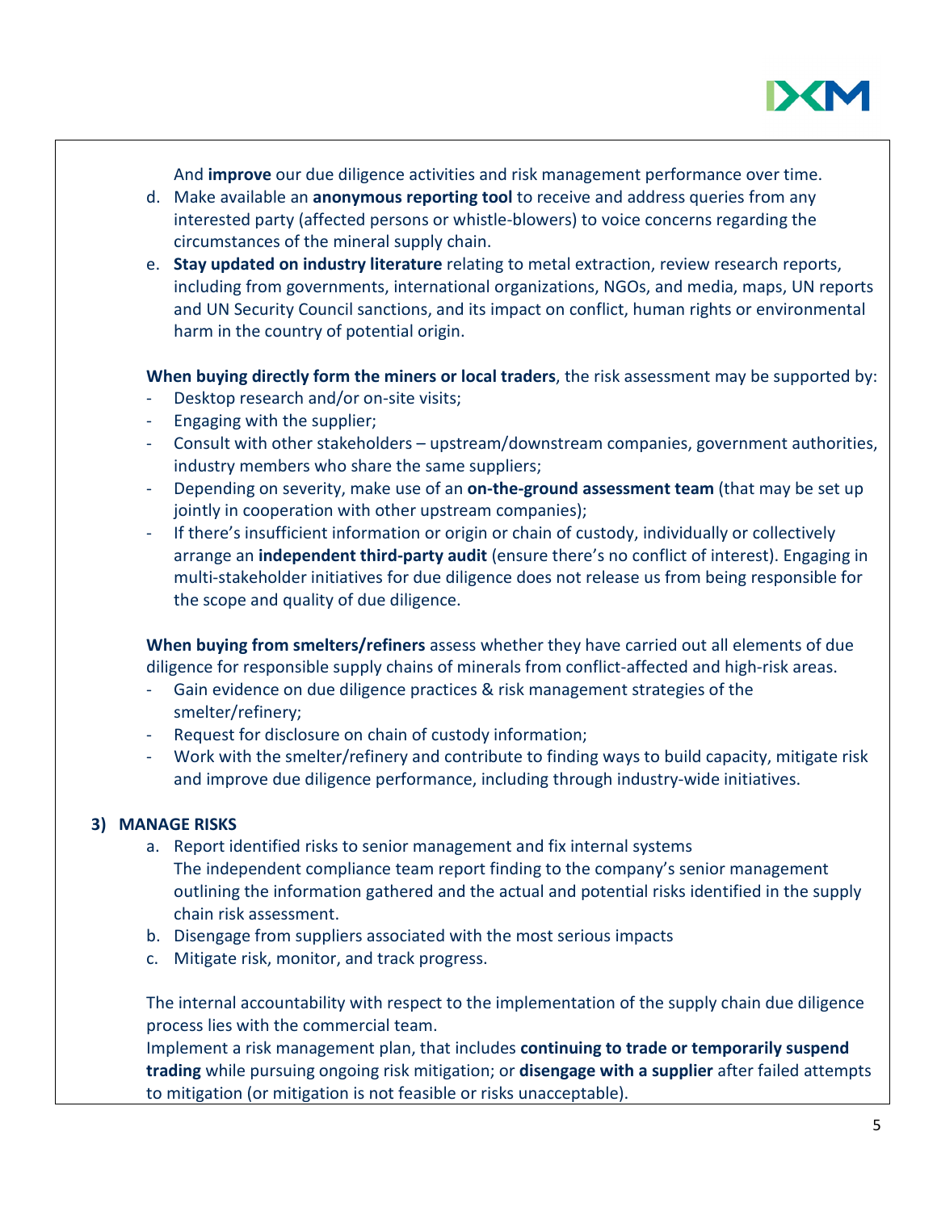And **improve** our due diligence activities and risk management performance over time.

d. Make available an **anonymous reporting tool** to receive and address queries from any interested party (affected persons or whistle-blowers) to voice concerns regarding the circumstances of the mineral supply chain.
e. **Stay updated on industry literature** relating to metal extraction, review research reports, including from governments, international organizations, NGOs, and media, maps, UN reports and UN Security Council sanctions, and its impact on conflict, human rights or environmental harm in the country of potential origin.

**When buying directly form the miners or local traders**, the risk assessment may be supported by:

- Desktop research and/or on-site visits;
- Engaging with the supplier;
- Consult with other stakeholders – upstream/downstream companies, government authorities, industry members who share the same suppliers;
- Depending on severity, make use of an **on-the-ground assessment team** (that may be set up jointly in cooperation with other upstream companies);
- If there's insufficient information or origin or chain of custody, individually or collectively arrange an **independent third-party audit** (ensure there's no conflict of interest). Engaging in multi-stakeholder initiatives for due diligence does not release us from being responsible for the scope and quality of due diligence.

**When buying from smelters/refiners** assess whether they have carried out all elements of due diligence for responsible supply chains of minerals from conflict-affected and high-risk areas.

- Gain evidence on due diligence practices & risk management strategies of the smelter/refinery;
- Request for disclosure on chain of custody information;
- Work with the smelter/refinery and contribute to finding ways to build capacity, mitigate risk and improve due diligence performance, including through industry-wide initiatives.

## 3) MANAGE RISKS

a. Report identified risks to senior management and fix internal systems
   The independent compliance team report finding to the company's senior management outlining the information gathered and the actual and potential risks identified in the supply chain risk assessment.
b. Disengage from suppliers associated with the most serious impacts
c. Mitigate risk, monitor, and track progress.

The internal accountability with respect to the implementation of the supply chain due diligence process lies with the commercial team.
Implement a risk management plan, that includes **continuing to trade or temporarily suspend trading** while pursuing ongoing risk mitigation; or **disengage with a supplier** after failed attempts to mitigation (or mitigation is not feasible or risks unacceptable).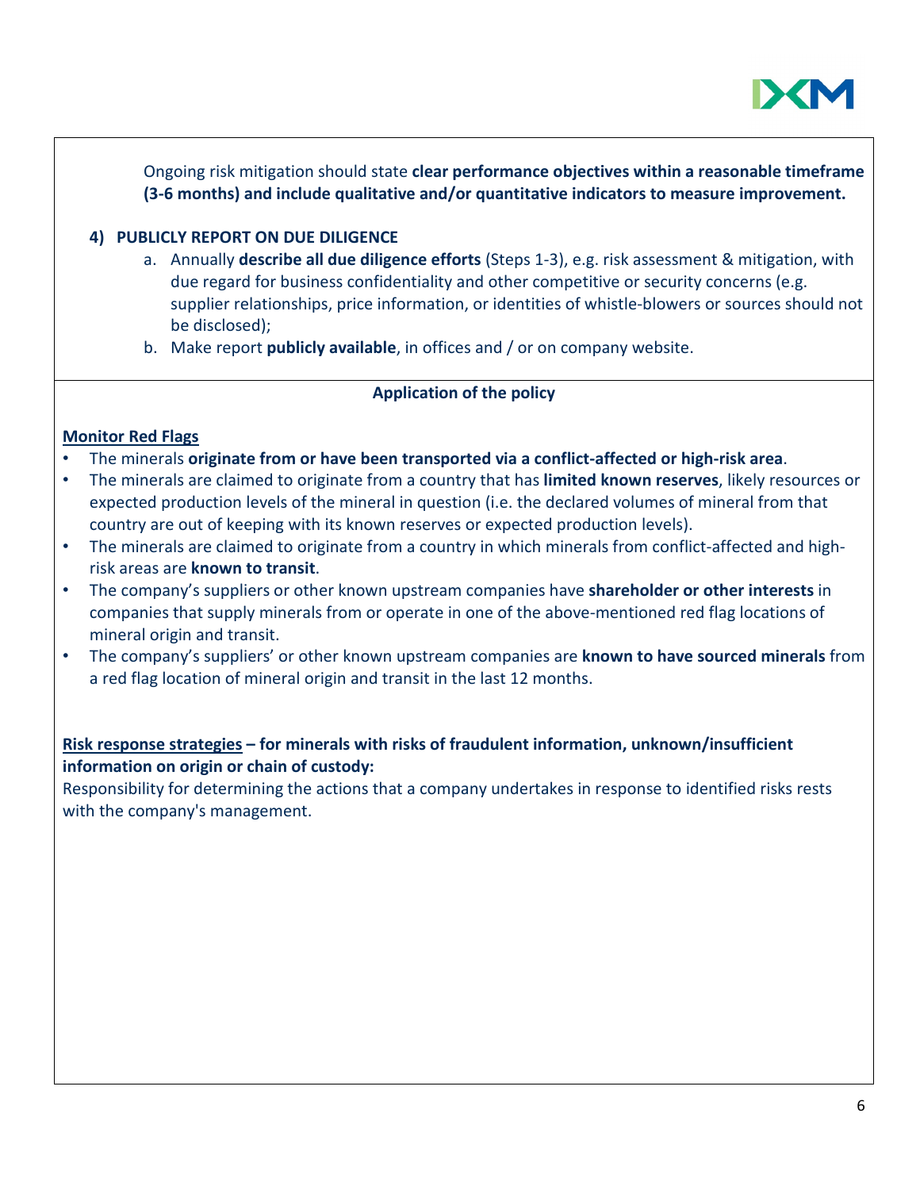Ongoing risk mitigation should state **clear performance objectives within a reasonable timeframe (3-6 months) and include qualitative and/or quantitative indicators to measure improvement.**

**4) PUBLICLY REPORT ON DUE DILIGENCE**

a. Annually **describe all due diligence efforts** (Steps 1-3), e.g. risk assessment & mitigation, with due regard for business confidentiality and other competitive or security concerns (e.g. supplier relationships, price information, or identities of whistle-blowers or sources should not be disclosed);
b. Make report **publicly available**, in offices and / or on company website.

**Application of the policy**

**Monitor Red Flags**

- The minerals **originate from or have been transported via a conflict-affected or high-risk area**.
- The minerals are claimed to originate from a country that has **limited known reserves**, likely resources or expected production levels of the mineral in question (i.e. the declared volumes of mineral from that country are out of keeping with its known reserves or expected production levels).
- The minerals are claimed to originate from a country in which minerals from conflict-affected and high-risk areas are **known to transit**.
- The company's suppliers or other known upstream companies have **shareholder or other interests** in companies that supply minerals from or operate in one of the above-mentioned red flag locations of mineral origin and transit.
- The company's suppliers' or other known upstream companies are **known to have sourced minerals** from a red flag location of mineral origin and transit in the last 12 months.

**Risk response strategies – for minerals with risks of fraudulent information, unknown/insufficient information on origin or chain of custody:**

Responsibility for determining the actions that a company undertakes in response to identified risks rests with the company's management.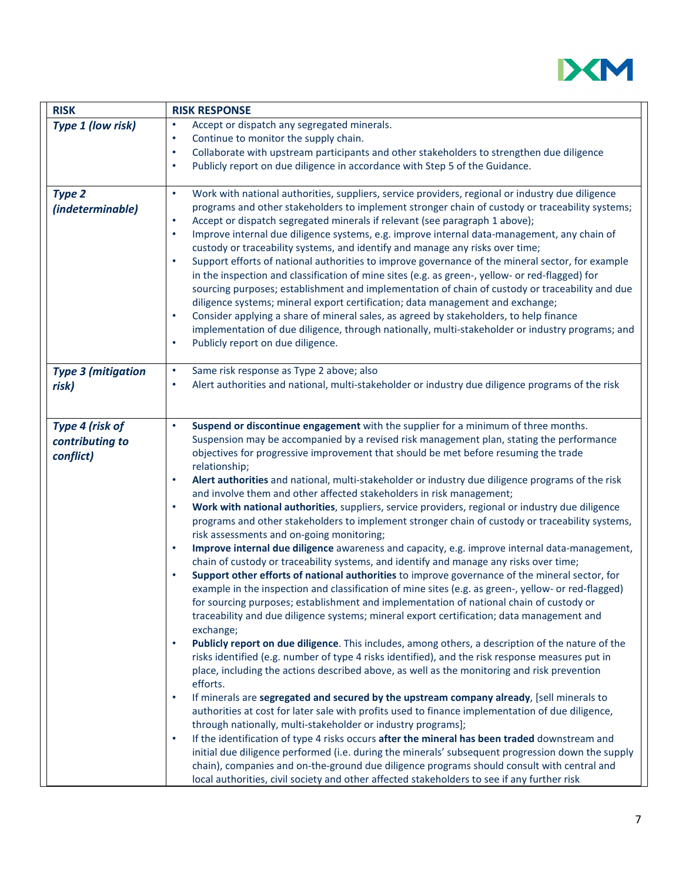| RISK | RISK RESPONSE |
|---|---|
| ***Type 1 (low risk)*** | • Accept or dispatch any segregated minerals.<br>• Continue to monitor the supply chain.<br>• Collaborate with upstream participants and other stakeholders to strengthen due diligence<br>• Publicly report on due diligence in accordance with Step 5 of the Guidance. |
| ***Type 2 (indeterminable)*** | • Work with national authorities, suppliers, service providers, regional or industry due diligence programs and other stakeholders to implement stronger chain of custody or traceability systems;<br>• Accept or dispatch segregated minerals if relevant (see paragraph 1 above);<br>• Improve internal due diligence systems, e.g. improve internal data-management, any chain of custody or traceability systems, and identify and manage any risks over time;<br>• Support efforts of national authorities to improve governance of the mineral sector, for example in the inspection and classification of mine sites (e.g. as green-, yellow- or red-flagged) for sourcing purposes; establishment and implementation of chain of custody or traceability and due diligence systems; mineral export certification; data management and exchange;<br>• Consider applying a share of mineral sales, as agreed by stakeholders, to help finance implementation of due diligence, through nationally, multi-stakeholder or industry programs; and<br>• Publicly report on due diligence. |
| ***Type 3 (mitigation risk)*** | • Same risk response as Type 2 above; also<br>• Alert authorities and national, multi-stakeholder or industry due diligence programs of the risk |
| ***Type 4 (risk of contributing to conflict)*** | • **Suspend or discontinue engagement** with the supplier for a minimum of three months. Suspension may be accompanied by a revised risk management plan, stating the performance objectives for progressive improvement that should be met before resuming the trade relationship;<br>• **Alert authorities** and national, multi-stakeholder or industry due diligence programs of the risk and involve them and other affected stakeholders in risk management;<br>• **Work with national authorities**, suppliers, service providers, regional or industry due diligence programs and other stakeholders to implement stronger chain of custody or traceability systems, risk assessments and on-going monitoring;<br>• **Improve internal due diligence** awareness and capacity, e.g. improve internal data-management, chain of custody or traceability systems, and identify and manage any risks over time;<br>• **Support other efforts of national authorities** to improve governance of the mineral sector, for example in the inspection and classification of mine sites (e.g. as green-, yellow- or red-flagged) for sourcing purposes; establishment and implementation of national chain of custody or traceability and due diligence systems; mineral export certification; data management and exchange;<br>• **Publicly report on due diligence**. This includes, among others, a description of the nature of the risks identified (e.g. number of type 4 risks identified), and the risk response measures put in place, including the actions described above, as well as the monitoring and risk prevention efforts.<br>• If minerals are **segregated and secured by the upstream company already**, [sell minerals to authorities at cost for later sale with profits used to finance implementation of due diligence, through nationally, multi-stakeholder or industry programs];<br>• If the identification of type 4 risks occurs **after the mineral has been traded** downstream and initial due diligence performed (i.e. during the minerals' subsequent progression down the supply chain), companies and on-the-ground due diligence programs should consult with central and local authorities, civil society and other affected stakeholders to see if any further risk |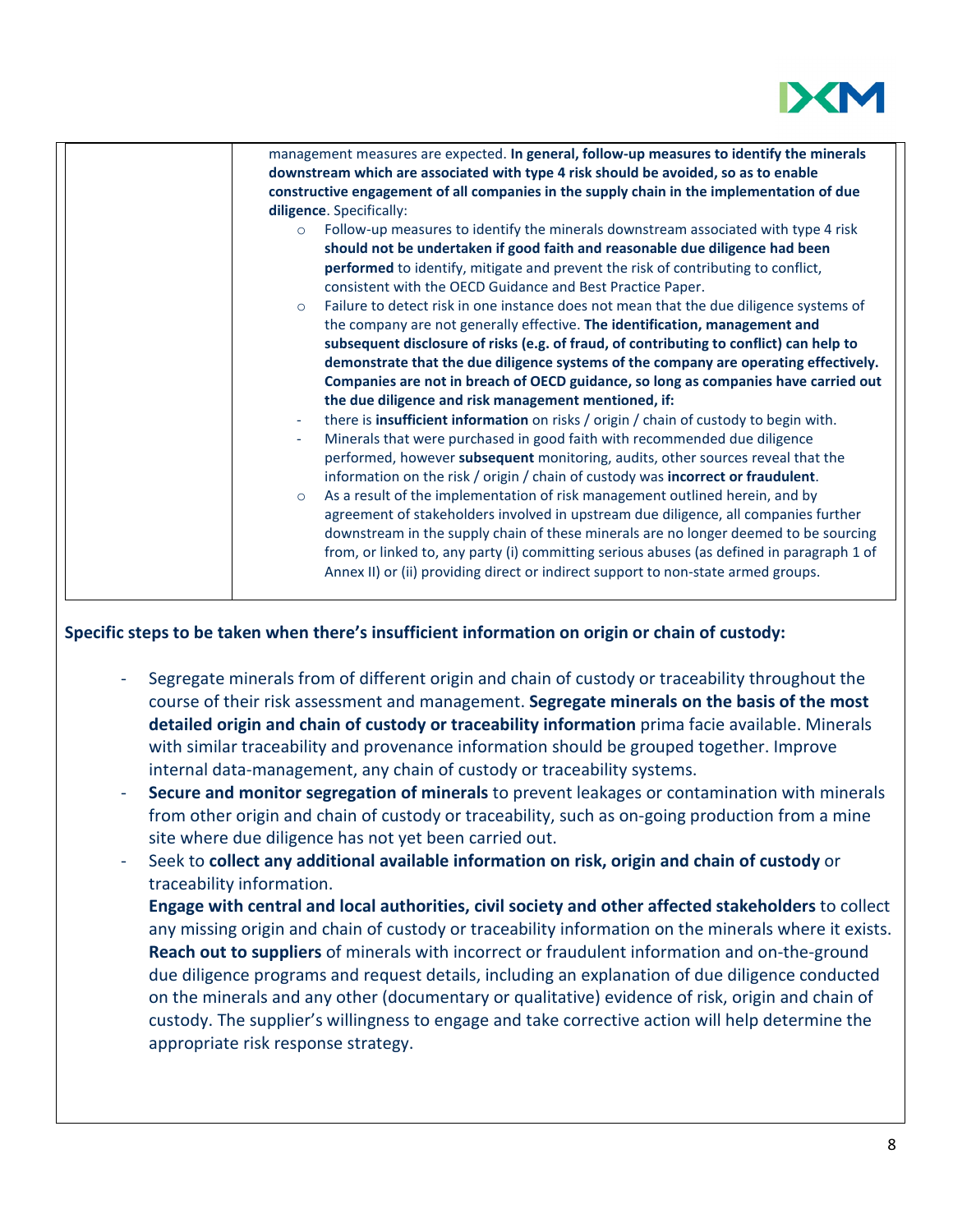| | management measures are expected. **In general, follow-up measures to identify the minerals downstream which are associated with type 4 risk should be avoided, so as to enable constructive engagement of all companies in the supply chain in the implementation of due diligence**. Specifically:<br>○ Follow-up measures to identify the minerals downstream associated with type 4 risk **should not be undertaken if good faith and reasonable due diligence had been performed** to identify, mitigate and prevent the risk of contributing to conflict, consistent with the OECD Guidance and Best Practice Paper.<br>○ Failure to detect risk in one instance does not mean that the due diligence systems of the company are not generally effective. **The identification, management and subsequent disclosure of risks (e.g. of fraud, of contributing to conflict) can help to demonstrate that the due diligence systems of the company are operating effectively. Companies are not in breach of OECD guidance, so long as companies have carried out the due diligence and risk management mentioned, if:**<br>- there is **insufficient information** on risks / origin / chain of custody to begin with.<br>- Minerals that were purchased in good faith with recommended due diligence performed, however **subsequent** monitoring, audits, other sources reveal that the information on the risk / origin / chain of custody was **incorrect or fraudulent**.<br>○ As a result of the implementation of risk management outlined herein, and by agreement of stakeholders involved in upstream due diligence, all companies further downstream in the supply chain of these minerals are no longer deemed to be sourcing from, or linked to, any party (i) committing serious abuses (as defined in paragraph 1 of Annex II) or (ii) providing direct or indirect support to non-state armed groups. |
|---|---|

**Specific steps to be taken when there's insufficient information on origin or chain of custody:**

- Segregate minerals from of different origin and chain of custody or traceability throughout the course of their risk assessment and management. **Segregate minerals on the basis of the most detailed origin and chain of custody or traceability information** prima facie available. Minerals with similar traceability and provenance information should be grouped together. Improve internal data-management, any chain of custody or traceability systems.
- **Secure and monitor segregation of minerals** to prevent leakages or contamination with minerals from other origin and chain of custody or traceability, such as on-going production from a mine site where due diligence has not yet been carried out.
- Seek to **collect any additional available information on risk, origin and chain of custody** or traceability information.
  **Engage with central and local authorities, civil society and other affected stakeholders** to collect any missing origin and chain of custody or traceability information on the minerals where it exists. **Reach out to suppliers** of minerals with incorrect or fraudulent information and on-the-ground due diligence programs and request details, including an explanation of due diligence conducted on the minerals and any other (documentary or qualitative) evidence of risk, origin and chain of custody. The supplier's willingness to engage and take corrective action will help determine the appropriate risk response strategy.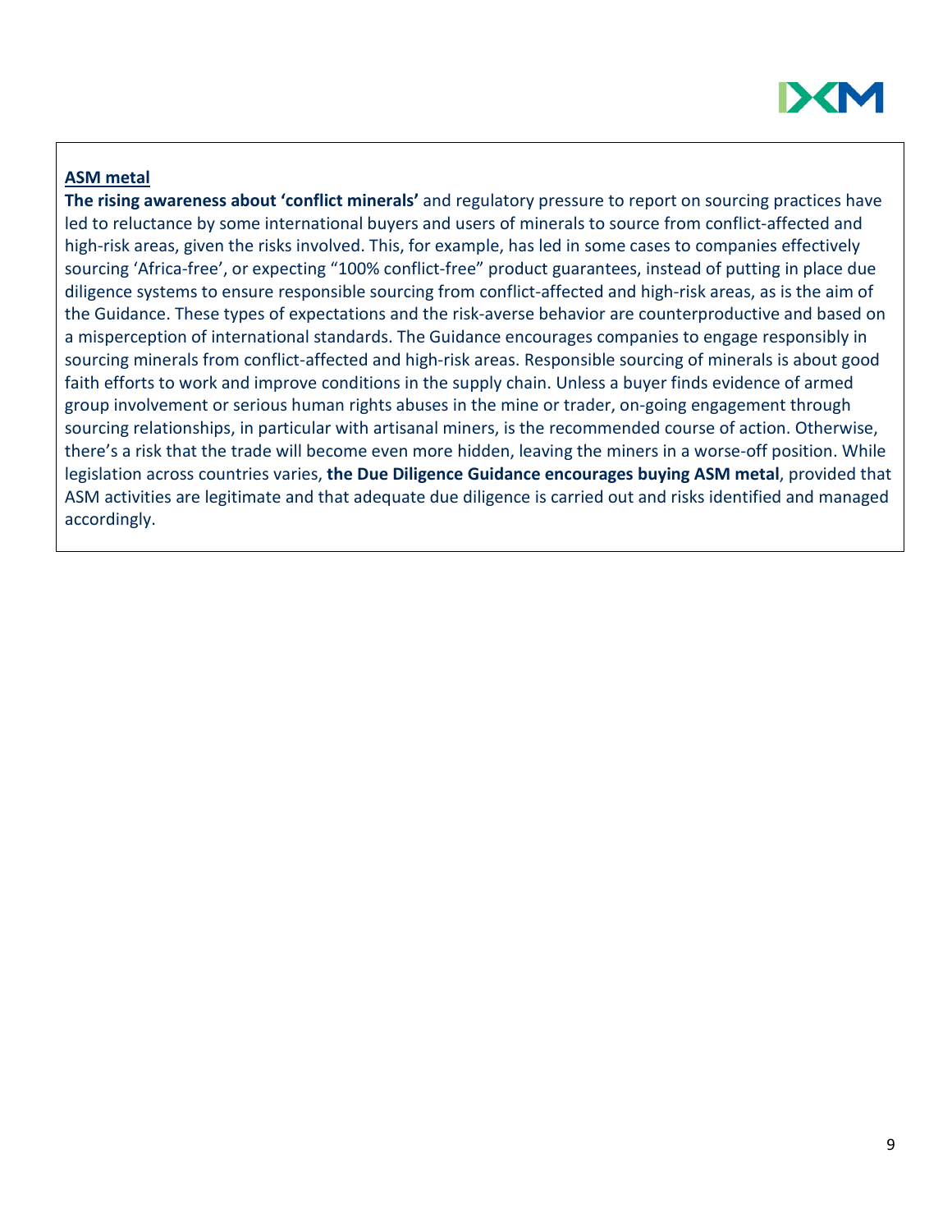**ASM metal**

**The rising awareness about 'conflict minerals'** and regulatory pressure to report on sourcing practices have led to reluctance by some international buyers and users of minerals to source from conflict-affected and high-risk areas, given the risks involved. This, for example, has led in some cases to companies effectively sourcing 'Africa-free', or expecting "100% conflict-free" product guarantees, instead of putting in place due diligence systems to ensure responsible sourcing from conflict-affected and high-risk areas, as is the aim of the Guidance. These types of expectations and the risk-averse behavior are counterproductive and based on a misperception of international standards. The Guidance encourages companies to engage responsibly in sourcing minerals from conflict-affected and high-risk areas. Responsible sourcing of minerals is about good faith efforts to work and improve conditions in the supply chain. Unless a buyer finds evidence of armed group involvement or serious human rights abuses in the mine or trader, on-going engagement through sourcing relationships, in particular with artisanal miners, is the recommended course of action. Otherwise, there's a risk that the trade will become even more hidden, leaving the miners in a worse-off position. While legislation across countries varies, **the Due Diligence Guidance encourages buying ASM metal**, provided that ASM activities are legitimate and that adequate due diligence is carried out and risks identified and managed accordingly.